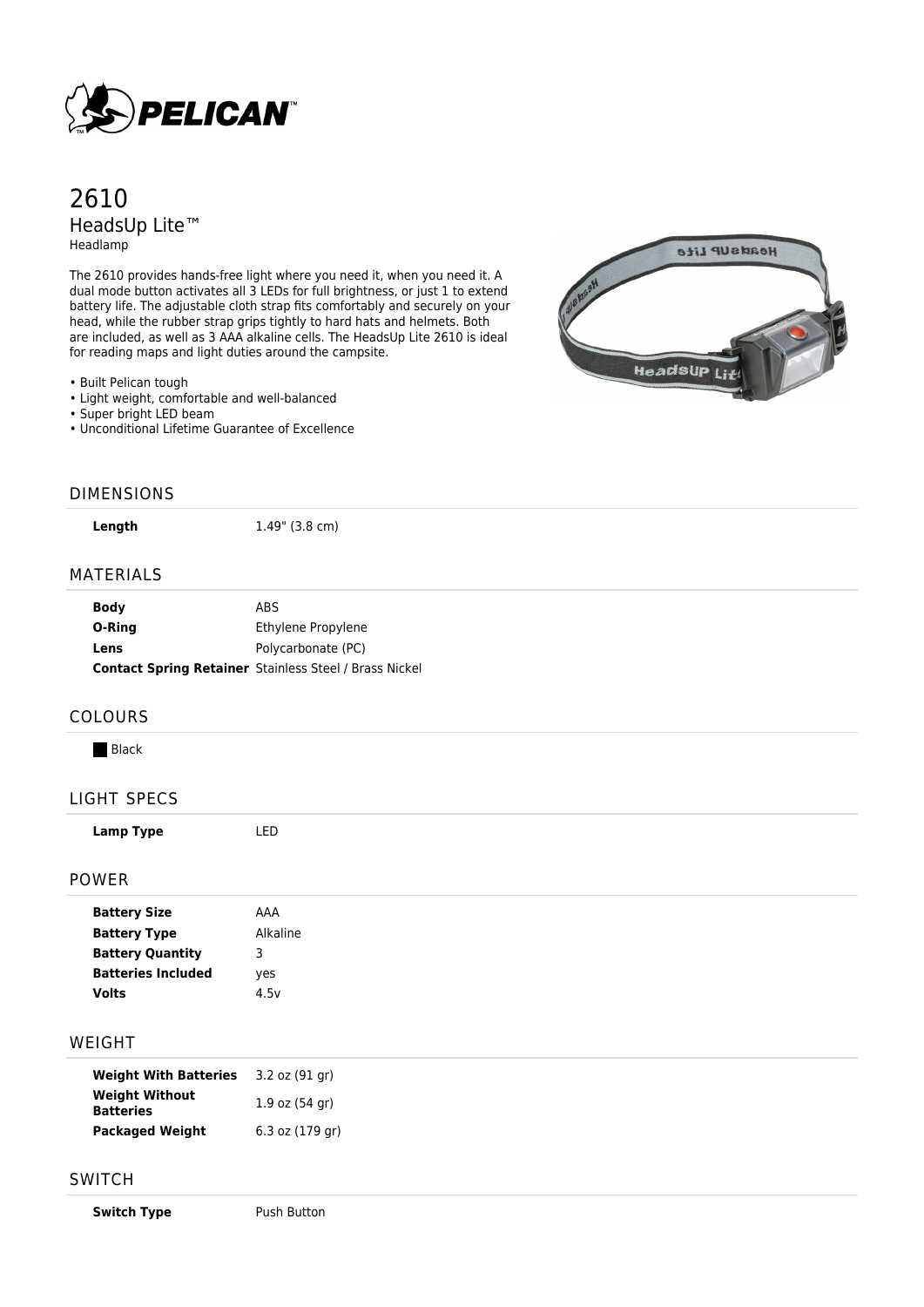# 2610

## HeadsUp Lite™

Headlamp

The 2610 provides hands-free light where you need it, when you need it. A dual mode button activates all 3 LEDs for full brightness, or just 1 to extend battery life. The adjustable cloth strap fits comfortably and securely on your head, while the rubber strap grips tightly to hard hats and helmets. Both are included, as well as 3 AAA alkaline cells. The HeadsUp Lite 2610 is ideal for reading maps and light duties around the campsite.

- Built Pelican tough
- Light weight, comfortable and well-balanced
- Super bright LED beam
- Unconditional Lifetime Guarantee of Excellence

## DIMENSIONS

| | |
|---|---|
| **Length** | 1.49" (3.8 cm) |

## MATERIALS

| | |
|---|---|
| **Body** | ABS |
| **O-Ring** | Ethylene Propylene |
| **Lens** | Polycarbonate (PC) |
| **Contact Spring Retainer** | Stainless Steel / Brass Nickel |

## COLOURS

- Black

## LIGHT SPECS

| | |
|---|---|
| **Lamp Type** | LED |

## POWER

| | |
|---|---|
| **Battery Size** | AAA |
| **Battery Type** | Alkaline |
| **Battery Quantity** | 3 |
| **Batteries Included** | yes |
| **Volts** | 4.5v |

## WEIGHT

| | |
|---|---|
| **Weight With Batteries** | 3.2 oz (91 gr) |
| **Weight Without Batteries** | 1.9 oz (54 gr) |
| **Packaged Weight** | 6.3 oz (179 gr) |

## SWITCH

| | |
|---|---|
| **Switch Type** | Push Button |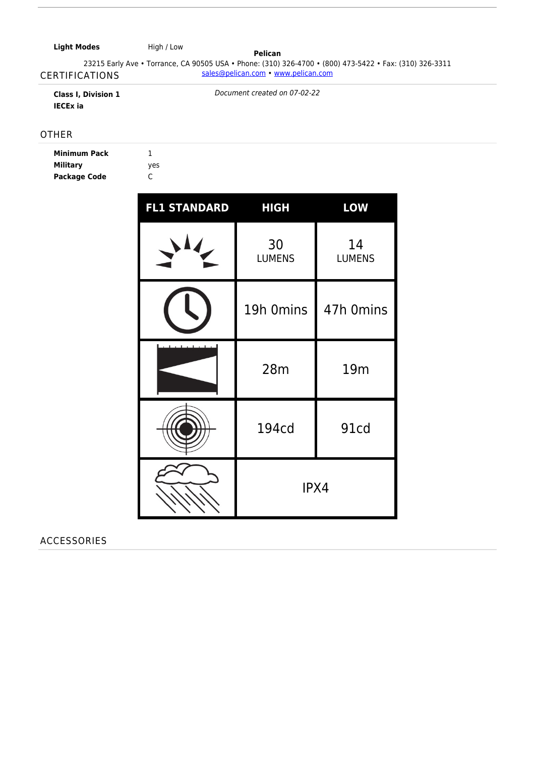| | |
|---|---|
| **Light Modes** | High / Low |

**Pelican**

23215 Early Ave • Torrance, CA 90505 USA • Phone: (310) 326-4700 • (800) 473-5422 • Fax: (310) 326-3311

sales@pelican.com • www.pelican.com

*Document created on 07-02-22*

## CERTIFICATIONS

**Class I, Division 1**
**IECEx ia**

## OTHER

| | |
|---|---|
| **Minimum Pack** | 1 |
| **Military** | yes |
| **Package Code** | C |

| FL1 STANDARD | HIGH | LOW |
|---|---|---|
| | 30 LUMENS | 14 LUMENS |
| | 19h 0mins | 47h 0mins |
| | 28m | 19m |
| | 194cd | 91cd |
| | IPX4 | |

## ACCESSORIES